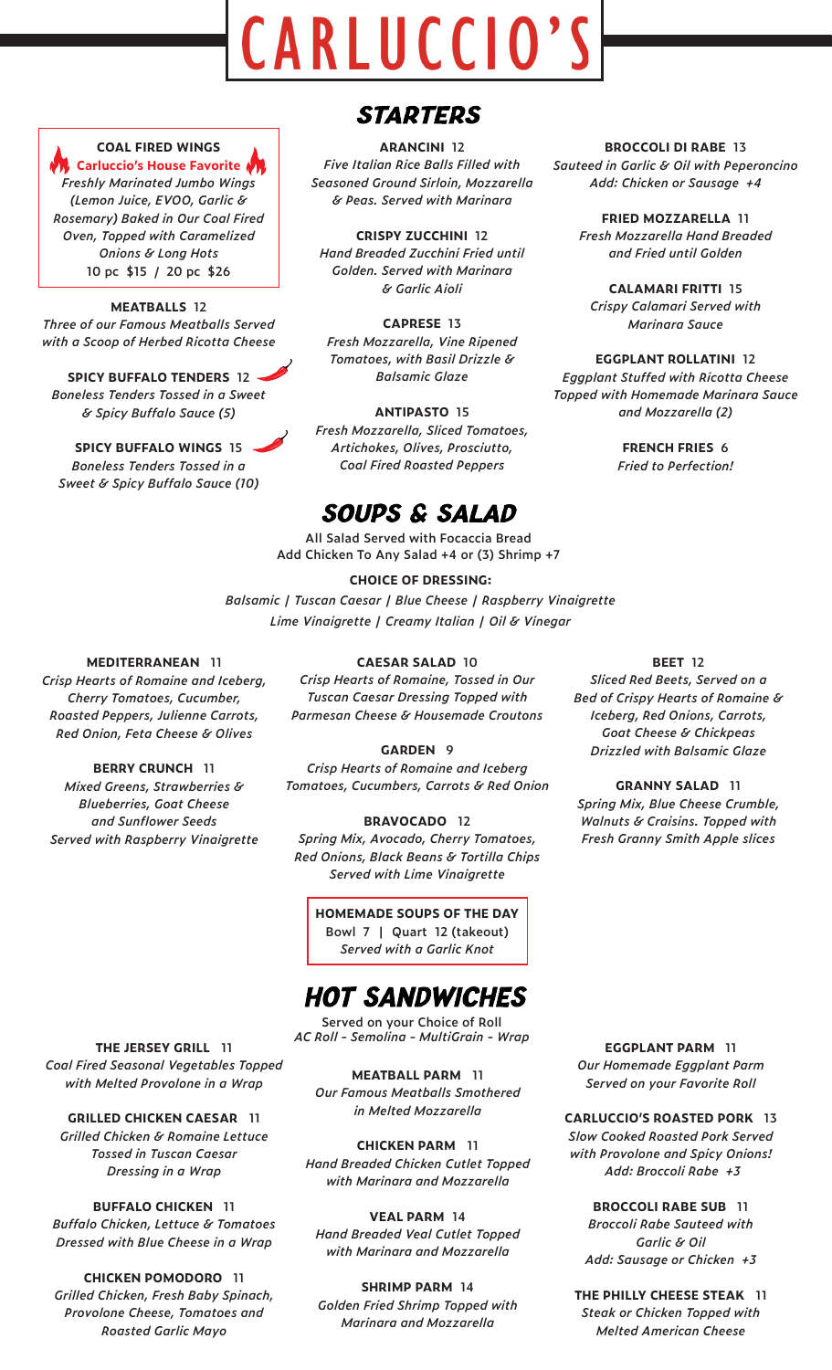# CARLUCCIO'S

## STARTERS

**COAL FIRED WINGS**
**Carluccio's House Favorite**
*Freshly Marinated Jumbo Wings (Lemon Juice, EVOO, Garlic & Rosemary) Baked in Our Coal Fired Oven, Topped with Caramelized Onions & Long Hots*
10 pc $15 / 20 pc $26

**MEATBALLS** 12
*Three of our Famous Meatballs Served with a Scoop of Herbed Ricotta Cheese*

**SPICY BUFFALO TENDERS** 12
*Boneless Tenders Tossed in a Sweet & Spicy Buffalo Sauce (5)*

**SPICY BUFFALO WINGS** 15
*Boneless Tenders Tossed in a Sweet & Spicy Buffalo Sauce (10)*

**ARANCINI** 12
*Five Italian Rice Balls Filled with Seasoned Ground Sirloin, Mozzarella & Peas. Served with Marinara*

**CRISPY ZUCCHINI** 12
*Hand Breaded Zucchini Fried until Golden. Served with Marinara & Garlic Aioli*

**CAPRESE** 13
*Fresh Mozzarella, Vine Ripened Tomatoes, with Basil Drizzle & Balsamic Glaze*

**ANTIPASTO** 15
*Fresh Mozzarella, Sliced Tomatoes, Artichokes, Olives, Prosciutto, Coal Fired Roasted Peppers*

**BROCCOLI DI RABE** 13
*Sauteed in Garlic & Oil with Peperoncino*
*Add: Chicken or Sausage +4*

**FRIED MOZZARELLA** 11
*Fresh Mozzarella Hand Breaded and Fried until Golden*

**CALAMARI FRITTI** 15
*Crispy Calamari Served with Marinara Sauce*

**EGGPLANT ROLLATINI** 12
*Eggplant Stuffed with Ricotta Cheese Topped with Homemade Marinara Sauce and Mozzarella (2)*

**FRENCH FRIES** 6
*Fried to Perfection!*

## SOUPS & SALAD

All Salad Served with Focaccia Bread
Add Chicken To Any Salad +4 or (3) Shrimp +7

**CHOICE OF DRESSING:**
*Balsamic | Tuscan Caesar | Blue Cheese | Raspberry Vinaigrette*
*Lime Vinaigrette | Creamy Italian | Oil & Vinegar*

**MEDITERRANEAN** 11
*Crisp Hearts of Romaine and Iceberg, Cherry Tomatoes, Cucumber, Roasted Peppers, Julienne Carrots, Red Onion, Feta Cheese & Olives*

**BERRY CRUNCH** 11
*Mixed Greens, Strawberries & Blueberries, Goat Cheese and Sunflower Seeds Served with Raspberry Vinaigrette*

**CAESAR SALAD** 10
*Crisp Hearts of Romaine, Tossed in Our Tuscan Caesar Dressing Topped with Parmesan Cheese & Housemade Croutons*

**GARDEN** 9
*Crisp Hearts of Romaine and Iceberg Tomatoes, Cucumbers, Carrots & Red Onion*

**BRAVOCADO** 12
*Spring Mix, Avocado, Cherry Tomatoes, Red Onions, Black Beans & Tortilla Chips Served with Lime Vinaigrette*

**BEET** 12
*Sliced Red Beets, Served on a Bed of Crispy Hearts of Romaine & Iceberg, Red Onions, Carrots, Goat Cheese & Chickpeas Drizzled with Balsamic Glaze*

**GRANNY SALAD** 11
*Spring Mix, Blue Cheese Crumble, Walnuts & Craisins. Topped with Fresh Granny Smith Apple slices*

**HOMEMADE SOUPS OF THE DAY**
Bowl 7 | Quart 12 (takeout)
*Served with a Garlic Knot*

## HOT SANDWICHES

Served on your Choice of Roll
*AC Roll - Semolina - MultiGrain - Wrap*

**THE JERSEY GRILL** 11
*Coal Fired Seasonal Vegetables Topped with Melted Provolone in a Wrap*

**GRILLED CHICKEN CAESAR** 11
*Grilled Chicken & Romaine Lettuce Tossed in Tuscan Caesar Dressing in a Wrap*

**BUFFALO CHICKEN** 11
*Buffalo Chicken, Lettuce & Tomatoes Dressed with Blue Cheese in a Wrap*

**CHICKEN POMODORO** 11
*Grilled Chicken, Fresh Baby Spinach, Provolone Cheese, Tomatoes and Roasted Garlic Mayo*

**MEATBALL PARM** 11
*Our Famous Meatballs Smothered in Melted Mozzarella*

**CHICKEN PARM** 11
*Hand Breaded Chicken Cutlet Topped with Marinara and Mozzarella*

**VEAL PARM** 14
*Hand Breaded Veal Cutlet Topped with Marinara and Mozzarella*

**SHRIMP PARM** 14
*Golden Fried Shrimp Topped with Marinara and Mozzarella*

**EGGPLANT PARM** 11
*Our Homemade Eggplant Parm Served on your Favorite Roll*

**CARLUCCIO'S ROASTED PORK** 13
*Slow Cooked Roasted Pork Served with Provolone and Spicy Onions!*
*Add: Broccoli Rabe +3*

**BROCCOLI RABE SUB** 11
*Broccoli Rabe Sauteed with Garlic & Oil*
*Add: Sausage or Chicken +3*

**THE PHILLY CHEESE STEAK** 11
*Steak or Chicken Topped with Melted American Cheese*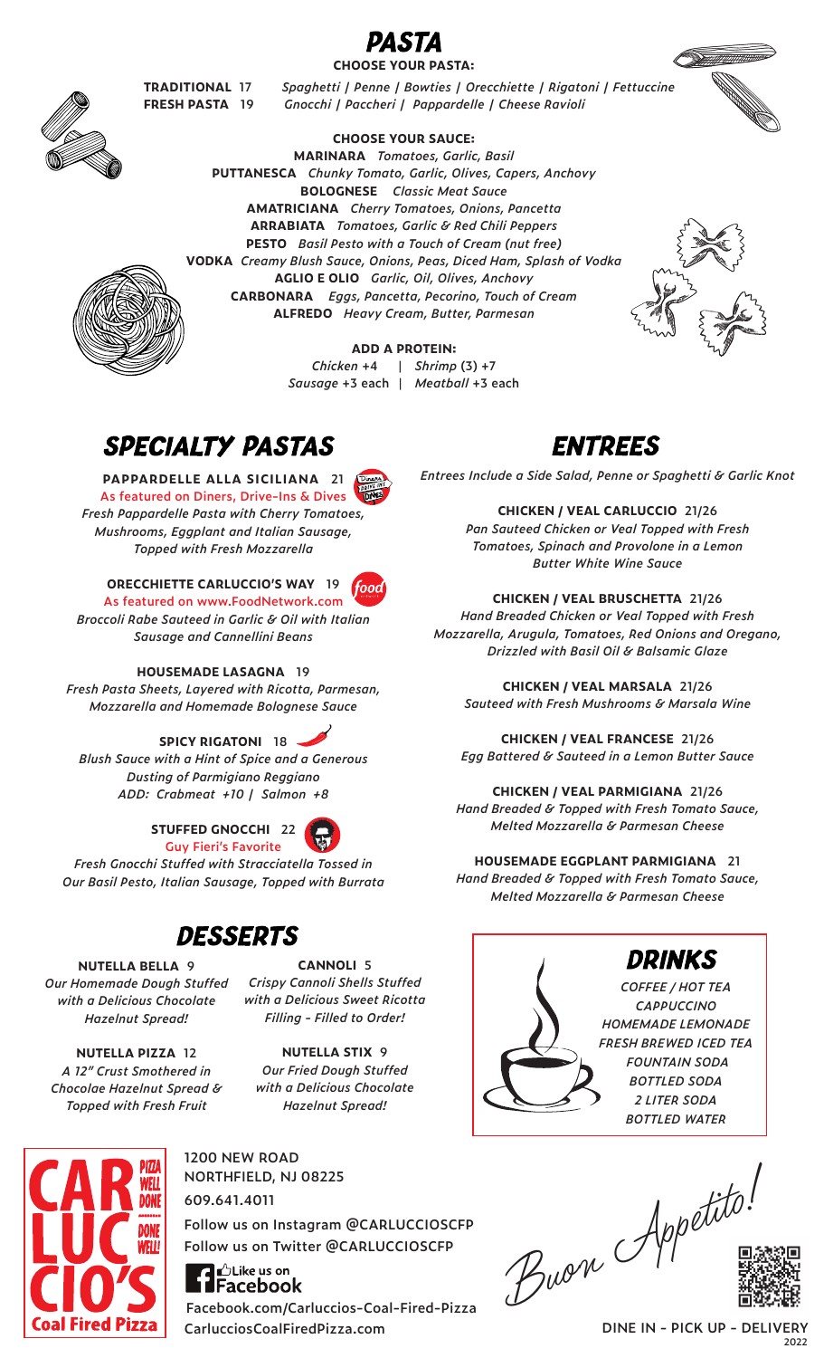# PASTA

**CHOOSE YOUR PASTA:**

**TRADITIONAL** 17 *Spaghetti | Penne | Bowties | Orecchiette | Rigatoni | Fettuccine*
**FRESH PASTA** 19 *Gnocchi | Paccheri | Pappardelle | Cheese Ravioli*

**CHOOSE YOUR SAUCE:**

**MARINARA** *Tomatoes, Garlic, Basil*
**PUTTANESCA** *Chunky Tomato, Garlic, Olives, Capers, Anchovy*
**BOLOGNESE** *Classic Meat Sauce*
**AMATRICIANA** *Cherry Tomatoes, Onions, Pancetta*
**ARRABIATA** *Tomatoes, Garlic & Red Chili Peppers*
**PESTO** *Basil Pesto with a Touch of Cream (nut free)*
**VODKA** *Creamy Blush Sauce, Onions, Peas, Diced Ham, Splash of Vodka*
**AGLIO E OLIO** *Garlic, Oil, Olives, Anchovy*
**CARBONARA** *Eggs, Pancetta, Pecorino, Touch of Cream*
**ALFREDO** *Heavy Cream, Butter, Parmesan*

**ADD A PROTEIN:**
*Chicken* +4 | *Shrimp* (3) +7
*Sausage* +3 each | *Meatball* +3 each

# SPECIALTY PASTAS

**PAPPARDELLE ALLA SICILIANA** 21
As featured on Diners, Drive-Ins & Dives
*Fresh Pappardelle Pasta with Cherry Tomatoes, Mushrooms, Eggplant and Italian Sausage, Topped with Fresh Mozzarella*

**ORECCHIETTE CARLUCCIO'S WAY** 19
As featured on www.FoodNetwork.com
*Broccoli Rabe Sauteed in Garlic & Oil with Italian Sausage and Cannellini Beans*

**HOUSEMADE LASAGNA** 19
*Fresh Pasta Sheets, Layered with Ricotta, Parmesan, Mozzarella and Homemade Bolognese Sauce*

**SPICY RIGATONI** 18
*Blush Sauce with a Hint of Spice and a Generous Dusting of Parmigiano Reggiano*
*ADD: Crabmeat +10 | Salmon +8*

**STUFFED GNOCCHI** 22
Guy Fieri's Favorite
*Fresh Gnocchi Stuffed with Stracciatella Tossed in Our Basil Pesto, Italian Sausage, Topped with Burrata*

# ENTREES

*Entrees Include a Side Salad, Penne or Spaghetti & Garlic Knot*

**CHICKEN / VEAL CARLUCCIO** 21/26
*Pan Sauteed Chicken or Veal Topped with Fresh Tomatoes, Spinach and Provolone in a Lemon Butter White Wine Sauce*

**CHICKEN / VEAL BRUSCHETTA** 21/26
*Hand Breaded Chicken or Veal Topped with Fresh Mozzarella, Arugula, Tomatoes, Red Onions and Oregano, Drizzled with Basil Oil & Balsamic Glaze*

**CHICKEN / VEAL MARSALA** 21/26
*Sauteed with Fresh Mushrooms & Marsala Wine*

**CHICKEN / VEAL FRANCESE** 21/26
*Egg Battered & Sauteed in a Lemon Butter Sauce*

**CHICKEN / VEAL PARMIGIANA** 21/26
*Hand Breaded & Topped with Fresh Tomato Sauce, Melted Mozzarella & Parmesan Cheese*

**HOUSEMADE EGGPLANT PARMIGIANA** 21
*Hand Breaded & Topped with Fresh Tomato Sauce, Melted Mozzarella & Parmesan Cheese*

# DESSERTS

**NUTELLA BELLA** 9
*Our Homemade Dough Stuffed with a Delicious Chocolate Hazelnut Spread!*

**NUTELLA PIZZA** 12
*A 12" Crust Smothered in Chocolae Hazelnut Spread & Topped with Fresh Fruit*

**CANNOLI** 5
*Crispy Cannoli Shells Stuffed with a Delicious Sweet Ricotta Filling - Filled to Order!*

**NUTELLA STIX** 9
*Our Fried Dough Stuffed with a Delicious Chocolate Hazelnut Spread!*

# DRINKS

*COFFEE / HOT TEA*
*CAPPUCCINO*
*HOMEMADE LEMONADE*
*FRESH BREWED ICED TEA*
*FOUNTAIN SODA*
*BOTTLED SODA*
*2 LITER SODA*
*BOTTLED WATER*

CARLUCCIO'S Coal Fired Pizza — PIZZA WELL DONE DONE WELL!

1200 NEW ROAD
NORTHFIELD, NJ 08225
609.641.4011
Follow us on Instagram @CARLUCCIOSCFP
Follow us on Twitter @CARLUCCIOSCFP
Like us on Facebook
Facebook.com/Carluccios-Coal-Fired-Pizza
CarlucciosCoalFiredPizza.com

Buon Appetito!

DINE IN - PICK UP - DELIVERY
2022